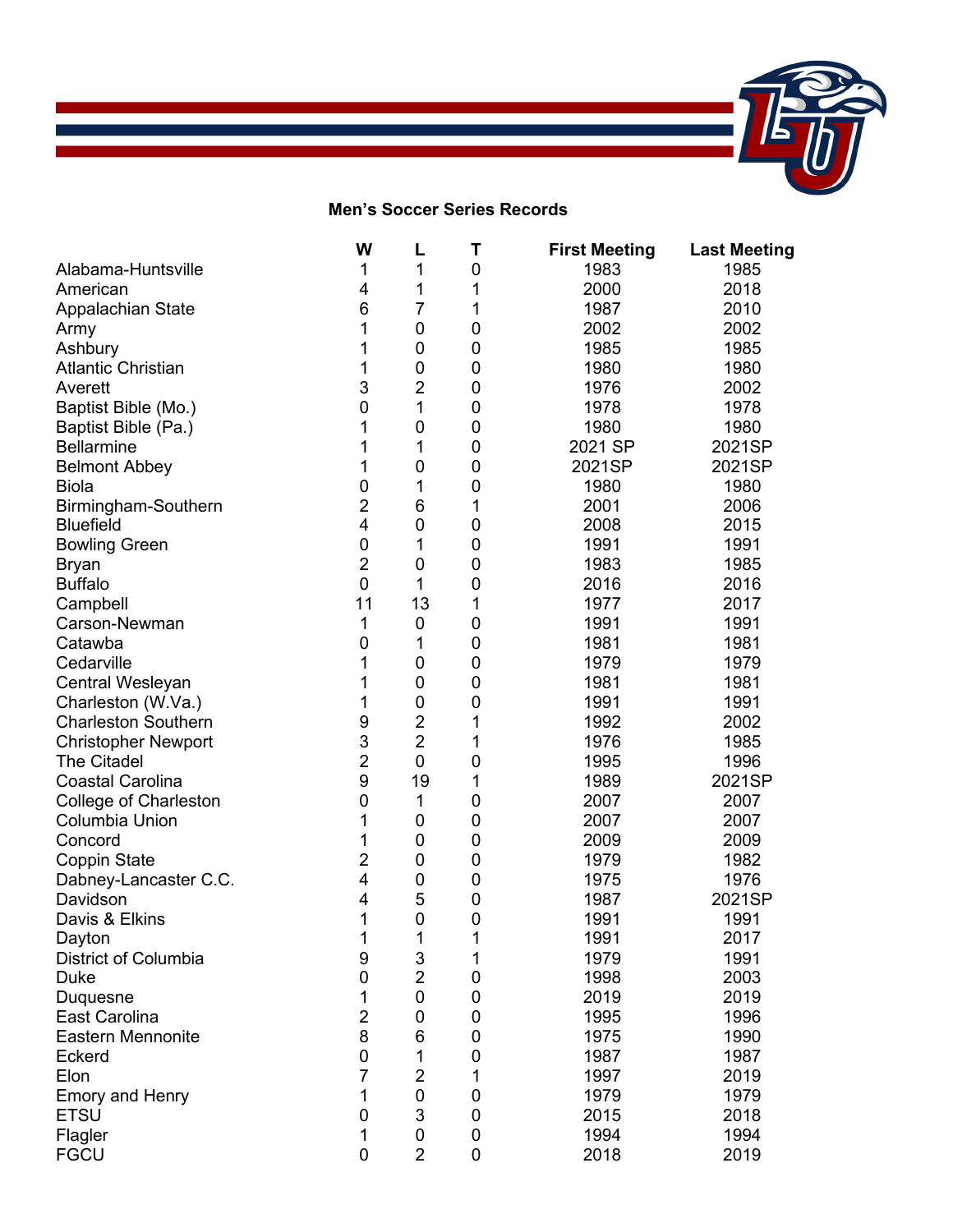## Men's Soccer Series Records

| | W | L | T | First Meeting | Last Meeting |
|---|---|---|---|---|---|
| Alabama-Huntsville | 1 | 1 | 0 | 1983 | 1985 |
| American | 4 | 1 | 1 | 2000 | 2018 |
| Appalachian State | 6 | 7 | 1 | 1987 | 2010 |
| Army | 1 | 0 | 0 | 2002 | 2002 |
| Ashbury | 1 | 0 | 0 | 1985 | 1985 |
| Atlantic Christian | 1 | 0 | 0 | 1980 | 1980 |
| Averett | 3 | 2 | 0 | 1976 | 2002 |
| Baptist Bible (Mo.) | 0 | 1 | 0 | 1978 | 1978 |
| Baptist Bible (Pa.) | 1 | 0 | 0 | 1980 | 1980 |
| Bellarmine | 1 | 1 | 0 | 2021 SP | 2021SP |
| Belmont Abbey | 1 | 0 | 0 | 2021SP | 2021SP |
| Biola | 0 | 1 | 0 | 1980 | 1980 |
| Birmingham-Southern | 2 | 6 | 1 | 2001 | 2006 |
| Bluefield | 4 | 0 | 0 | 2008 | 2015 |
| Bowling Green | 0 | 1 | 0 | 1991 | 1991 |
| Bryan | 2 | 0 | 0 | 1983 | 1985 |
| Buffalo | 0 | 1 | 0 | 2016 | 2016 |
| Campbell | 11 | 13 | 1 | 1977 | 2017 |
| Carson-Newman | 1 | 0 | 0 | 1991 | 1991 |
| Catawba | 0 | 1 | 0 | 1981 | 1981 |
| Cedarville | 1 | 0 | 0 | 1979 | 1979 |
| Central Wesleyan | 1 | 0 | 0 | 1981 | 1981 |
| Charleston (W.Va.) | 1 | 0 | 0 | 1991 | 1991 |
| Charleston Southern | 9 | 2 | 1 | 1992 | 2002 |
| Christopher Newport | 3 | 2 | 1 | 1976 | 1985 |
| The Citadel | 2 | 0 | 0 | 1995 | 1996 |
| Coastal Carolina | 9 | 19 | 1 | 1989 | 2021SP |
| College of Charleston | 0 | 1 | 0 | 2007 | 2007 |
| Columbia Union | 1 | 0 | 0 | 2007 | 2007 |
| Concord | 1 | 0 | 0 | 2009 | 2009 |
| Coppin State | 2 | 0 | 0 | 1979 | 1982 |
| Dabney-Lancaster C.C. | 4 | 0 | 0 | 1975 | 1976 |
| Davidson | 4 | 5 | 0 | 1987 | 2021SP |
| Davis & Elkins | 1 | 0 | 0 | 1991 | 1991 |
| Dayton | 1 | 1 | 1 | 1991 | 2017 |
| District of Columbia | 9 | 3 | 1 | 1979 | 1991 |
| Duke | 0 | 2 | 0 | 1998 | 2003 |
| Duquesne | 1 | 0 | 0 | 2019 | 2019 |
| East Carolina | 2 | 0 | 0 | 1995 | 1996 |
| Eastern Mennonite | 8 | 6 | 0 | 1975 | 1990 |
| Eckerd | 0 | 1 | 0 | 1987 | 1987 |
| Elon | 7 | 2 | 1 | 1997 | 2019 |
| Emory and Henry | 1 | 0 | 0 | 1979 | 1979 |
| ETSU | 0 | 3 | 0 | 2015 | 2018 |
| Flagler | 1 | 0 | 0 | 1994 | 1994 |
| FGCU | 0 | 2 | 0 | 2018 | 2019 |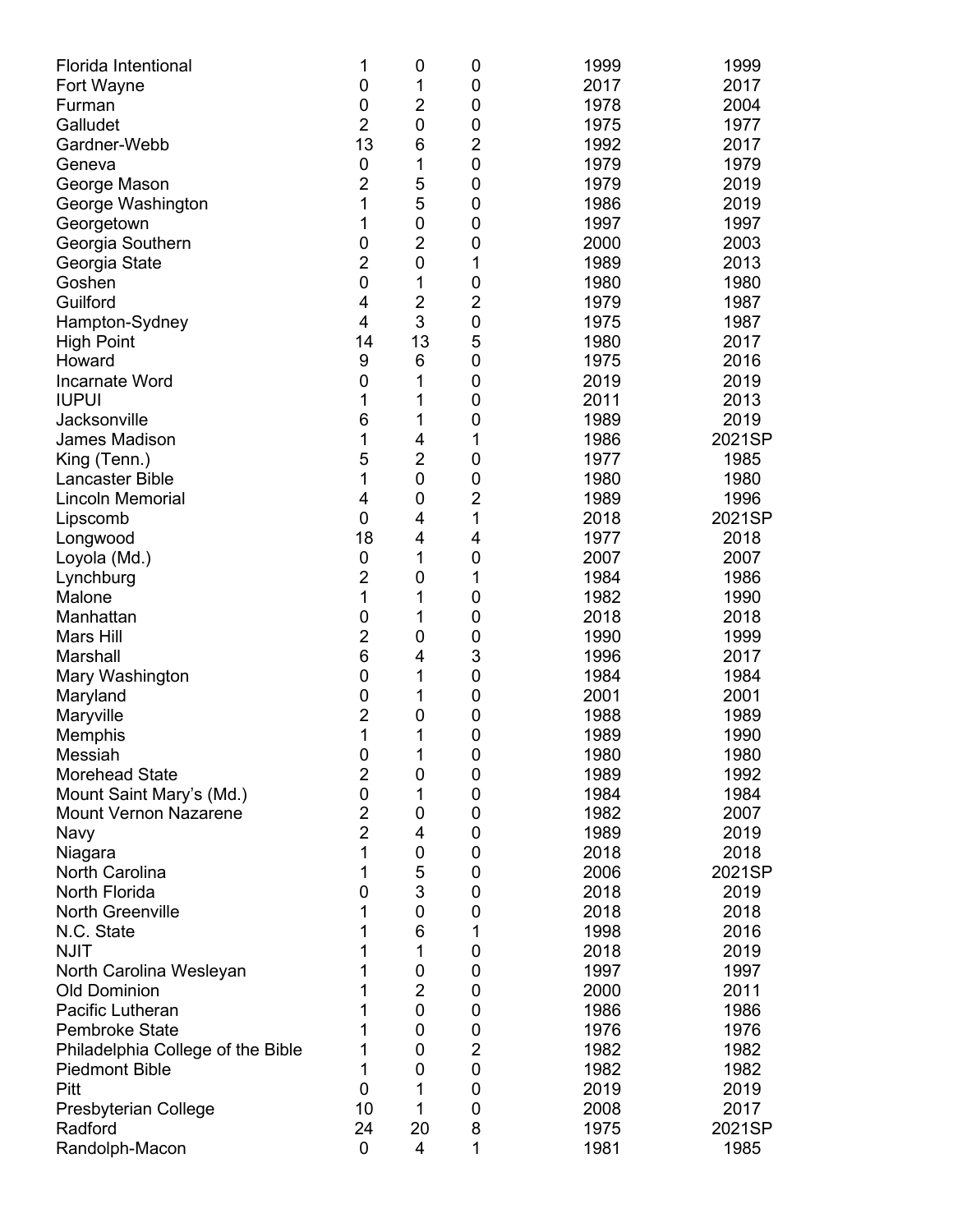| | | | | | |
|---|---|---|---|---|---|
| Florida Intentional | 1 | 0 | 0 | 1999 | 1999 |
| Fort Wayne | 0 | 1 | 0 | 2017 | 2017 |
| Furman | 0 | 2 | 0 | 1978 | 2004 |
| Galludet | 2 | 0 | 0 | 1975 | 1977 |
| Gardner-Webb | 13 | 6 | 2 | 1992 | 2017 |
| Geneva | 0 | 1 | 0 | 1979 | 1979 |
| George Mason | 2 | 5 | 0 | 1979 | 2019 |
| George Washington | 1 | 5 | 0 | 1986 | 2019 |
| Georgetown | 1 | 0 | 0 | 1997 | 1997 |
| Georgia Southern | 0 | 2 | 0 | 2000 | 2003 |
| Georgia State | 2 | 0 | 1 | 1989 | 2013 |
| Goshen | 0 | 1 | 0 | 1980 | 1980 |
| Guilford | 4 | 2 | 2 | 1979 | 1987 |
| Hampton-Sydney | 4 | 3 | 0 | 1975 | 1987 |
| High Point | 14 | 13 | 5 | 1980 | 2017 |
| Howard | 9 | 6 | 0 | 1975 | 2016 |
| Incarnate Word | 0 | 1 | 0 | 2019 | 2019 |
| IUPUI | 1 | 1 | 0 | 2011 | 2013 |
| Jacksonville | 6 | 1 | 0 | 1989 | 2019 |
| James Madison | 1 | 4 | 1 | 1986 | 2021SP |
| King (Tenn.) | 5 | 2 | 0 | 1977 | 1985 |
| Lancaster Bible | 1 | 0 | 0 | 1980 | 1980 |
| Lincoln Memorial | 4 | 0 | 2 | 1989 | 1996 |
| Lipscomb | 0 | 4 | 1 | 2018 | 2021SP |
| Longwood | 18 | 4 | 4 | 1977 | 2018 |
| Loyola (Md.) | 0 | 1 | 0 | 2007 | 2007 |
| Lynchburg | 2 | 0 | 1 | 1984 | 1986 |
| Malone | 1 | 1 | 0 | 1982 | 1990 |
| Manhattan | 0 | 1 | 0 | 2018 | 2018 |
| Mars Hill | 2 | 0 | 0 | 1990 | 1999 |
| Marshall | 6 | 4 | 3 | 1996 | 2017 |
| Mary Washington | 0 | 1 | 0 | 1984 | 1984 |
| Maryland | 0 | 1 | 0 | 2001 | 2001 |
| Maryville | 2 | 0 | 0 | 1988 | 1989 |
| Memphis | 1 | 1 | 0 | 1989 | 1990 |
| Messiah | 0 | 1 | 0 | 1980 | 1980 |
| Morehead State | 2 | 0 | 0 | 1989 | 1992 |
| Mount Saint Mary's (Md.) | 0 | 1 | 0 | 1984 | 1984 |
| Mount Vernon Nazarene | 2 | 0 | 0 | 1982 | 2007 |
| Navy | 2 | 4 | 0 | 1989 | 2019 |
| Niagara | 1 | 0 | 0 | 2018 | 2018 |
| North Carolina | 1 | 5 | 0 | 2006 | 2021SP |
| North Florida | 0 | 3 | 0 | 2018 | 2019 |
| North Greenville | 1 | 0 | 0 | 2018 | 2018 |
| N.C. State | 1 | 6 | 1 | 1998 | 2016 |
| NJIT | 1 | 1 | 0 | 2018 | 2019 |
| North Carolina Wesleyan | 1 | 0 | 0 | 1997 | 1997 |
| Old Dominion | 1 | 2 | 0 | 2000 | 2011 |
| Pacific Lutheran | 1 | 0 | 0 | 1986 | 1986 |
| Pembroke State | 1 | 0 | 0 | 1976 | 1976 |
| Philadelphia College of the Bible | 1 | 0 | 2 | 1982 | 1982 |
| Piedmont Bible | 1 | 0 | 0 | 1982 | 1982 |
| Pitt | 0 | 1 | 0 | 2019 | 2019 |
| Presbyterian College | 10 | 1 | 0 | 2008 | 2017 |
| Radford | 24 | 20 | 8 | 1975 | 2021SP |
| Randolph-Macon | 0 | 4 | 1 | 1981 | 1985 |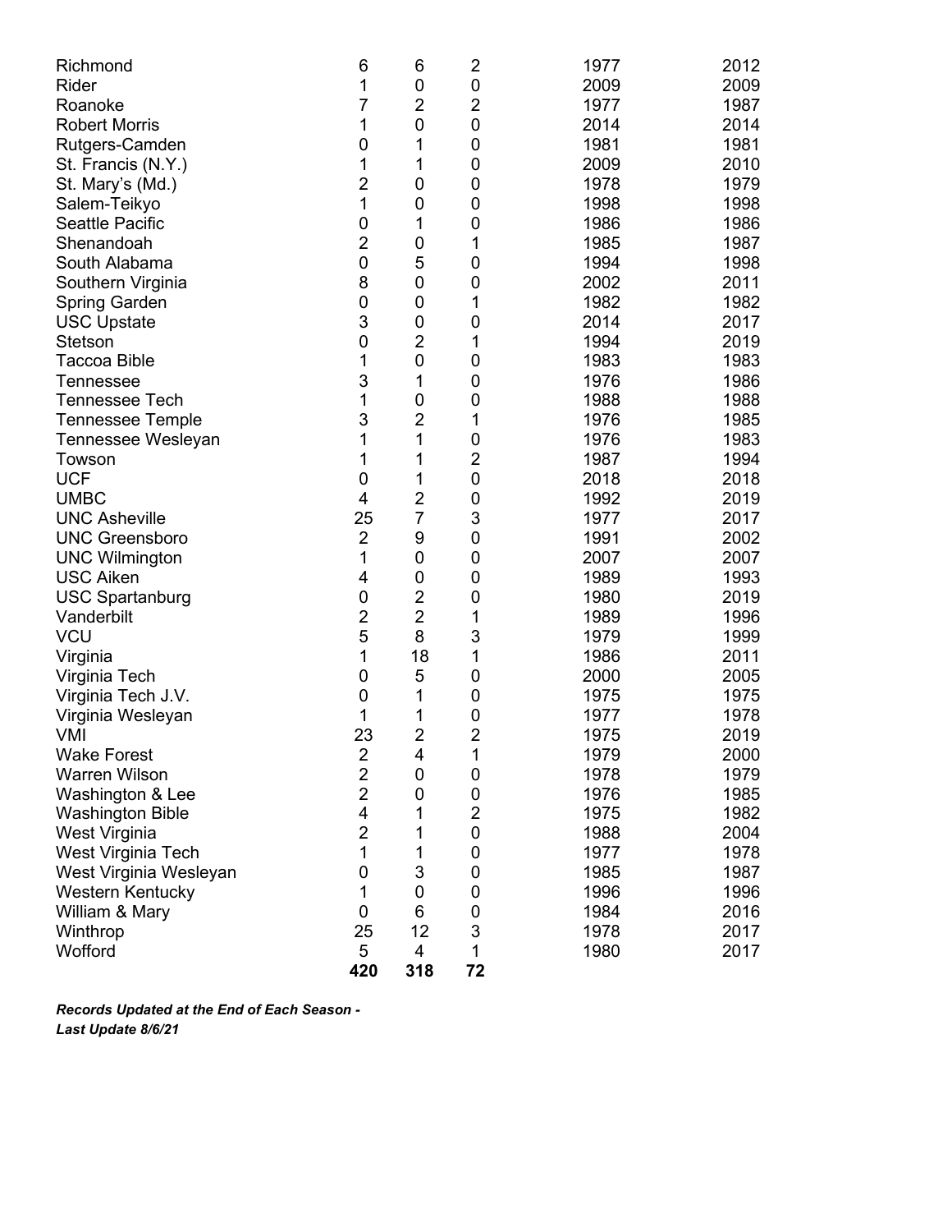| | | | | | |
|---|---|---|---|---|---|
| Richmond | 6 | 6 | 2 | 1977 | 2012 |
| Rider | 1 | 0 | 0 | 2009 | 2009 |
| Roanoke | 7 | 2 | 2 | 1977 | 1987 |
| Robert Morris | 1 | 0 | 0 | 2014 | 2014 |
| Rutgers-Camden | 0 | 1 | 0 | 1981 | 1981 |
| St. Francis (N.Y.) | 1 | 1 | 0 | 2009 | 2010 |
| St. Mary's (Md.) | 2 | 0 | 0 | 1978 | 1979 |
| Salem-Teikyo | 1 | 0 | 0 | 1998 | 1998 |
| Seattle Pacific | 0 | 1 | 0 | 1986 | 1986 |
| Shenandoah | 2 | 0 | 1 | 1985 | 1987 |
| South Alabama | 0 | 5 | 0 | 1994 | 1998 |
| Southern Virginia | 8 | 0 | 0 | 2002 | 2011 |
| Spring Garden | 0 | 0 | 1 | 1982 | 1982 |
| USC Upstate | 3 | 0 | 0 | 2014 | 2017 |
| Stetson | 0 | 2 | 1 | 1994 | 2019 |
| Taccoa Bible | 1 | 0 | 0 | 1983 | 1983 |
| Tennessee | 3 | 1 | 0 | 1976 | 1986 |
| Tennessee Tech | 1 | 0 | 0 | 1988 | 1988 |
| Tennessee Temple | 3 | 2 | 1 | 1976 | 1985 |
| Tennessee Wesleyan | 1 | 1 | 0 | 1976 | 1983 |
| Towson | 1 | 1 | 2 | 1987 | 1994 |
| UCF | 0 | 1 | 0 | 2018 | 2018 |
| UMBC | 4 | 2 | 0 | 1992 | 2019 |
| UNC Asheville | 25 | 7 | 3 | 1977 | 2017 |
| UNC Greensboro | 2 | 9 | 0 | 1991 | 2002 |
| UNC Wilmington | 1 | 0 | 0 | 2007 | 2007 |
| USC Aiken | 4 | 0 | 0 | 1989 | 1993 |
| USC Spartanburg | 0 | 2 | 0 | 1980 | 2019 |
| Vanderbilt | 2 | 2 | 1 | 1989 | 1996 |
| VCU | 5 | 8 | 3 | 1979 | 1999 |
| Virginia | 1 | 18 | 1 | 1986 | 2011 |
| Virginia Tech | 0 | 5 | 0 | 2000 | 2005 |
| Virginia Tech J.V. | 0 | 1 | 0 | 1975 | 1975 |
| Virginia Wesleyan | 1 | 1 | 0 | 1977 | 1978 |
| VMI | 23 | 2 | 2 | 1975 | 2019 |
| Wake Forest | 2 | 4 | 1 | 1979 | 2000 |
| Warren Wilson | 2 | 0 | 0 | 1978 | 1979 |
| Washington & Lee | 2 | 0 | 0 | 1976 | 1985 |
| Washington Bible | 4 | 1 | 2 | 1975 | 1982 |
| West Virginia | 2 | 1 | 0 | 1988 | 2004 |
| West Virginia Tech | 1 | 1 | 0 | 1977 | 1978 |
| West Virginia Wesleyan | 0 | 3 | 0 | 1985 | 1987 |
| Western Kentucky | 1 | 0 | 0 | 1996 | 1996 |
| William & Mary | 0 | 6 | 0 | 1984 | 2016 |
| Winthrop | 25 | 12 | 3 | 1978 | 2017 |
| Wofford | 5 | 4 | 1 | 1980 | 2017 |
| | **420** | **318** | **72** | | |

***Records Updated at the End of Each Season -***
***Last Update 8/6/21***